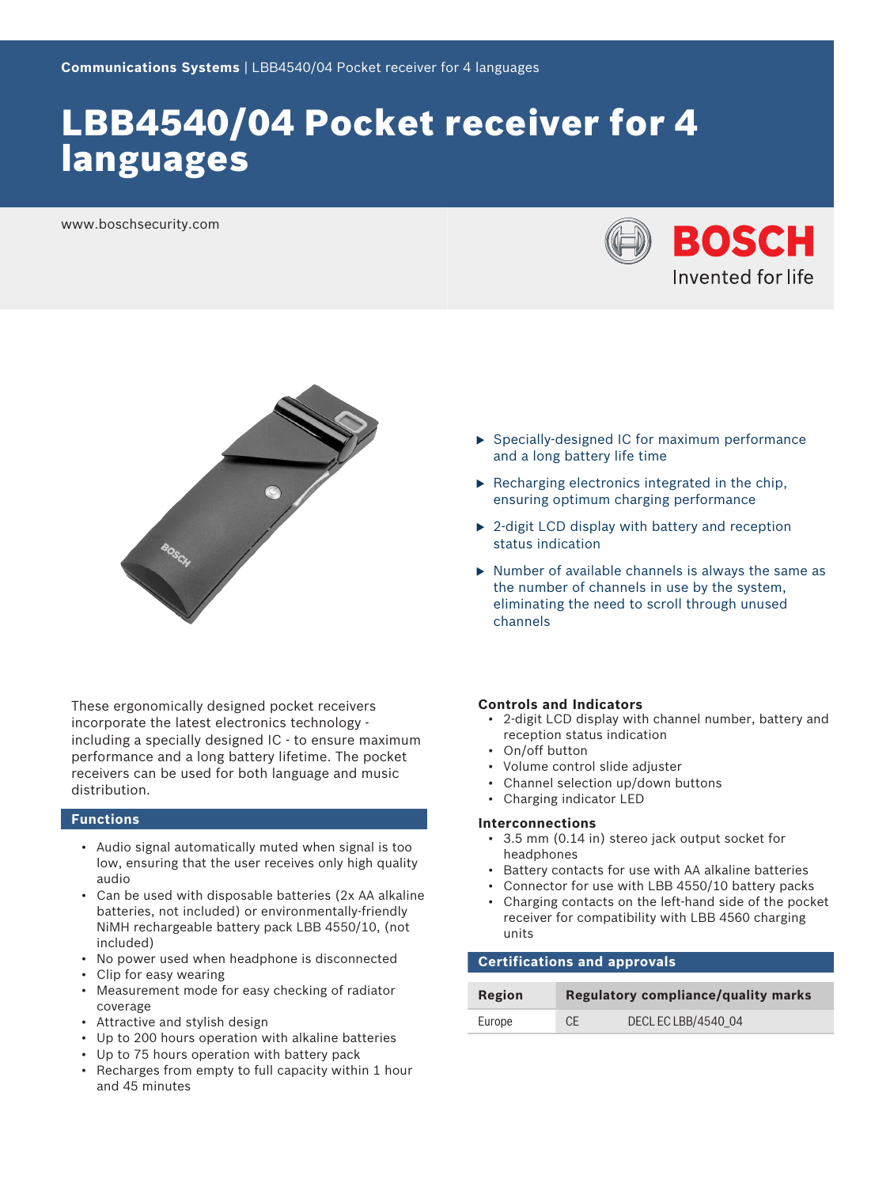Communications Systems | LBB4540/04 Pocket receiver for 4 languages

# LBB4540/04 Pocket receiver for 4 languages

www.boschsecurity.com

BOSCH
Invented for life

- Specially-designed IC for maximum performance and a long battery life time
- Recharging electronics integrated in the chip, ensuring optimum charging performance
- 2-digit LCD display with battery and reception status indication
- Number of available channels is always the same as the number of channels in use by the system, eliminating the need to scroll through unused channels

These ergonomically designed pocket receivers incorporate the latest electronics technology - including a specially designed IC - to ensure maximum performance and a long battery lifetime. The pocket receivers can be used for both language and music distribution.

## Functions

- Audio signal automatically muted when signal is too low, ensuring that the user receives only high quality audio
- Can be used with disposable batteries (2x AA alkaline batteries, not included) or environmentally-friendly NiMH rechargeable battery pack LBB 4550/10, (not included)
- No power used when headphone is disconnected
- Clip for easy wearing
- Measurement mode for easy checking of radiator coverage
- Attractive and stylish design
- Up to 200 hours operation with alkaline batteries
- Up to 75 hours operation with battery pack
- Recharges from empty to full capacity within 1 hour and 45 minutes

### Controls and Indicators

- 2-digit LCD display with channel number, battery and reception status indication
- On/off button
- Volume control slide adjuster
- Channel selection up/down buttons
- Charging indicator LED

### Interconnections

- 3.5 mm (0.14 in) stereo jack output socket for headphones
- Battery contacts for use with AA alkaline batteries
- Connector for use with LBB 4550/10 battery packs
- Charging contacts on the left-hand side of the pocket receiver for compatibility with LBB 4560 charging units

## Certifications and approvals

| Region | Regulatory compliance/quality marks | |
|---|---|---|
| Europe | CE | DECL EC LBB/4540_04 |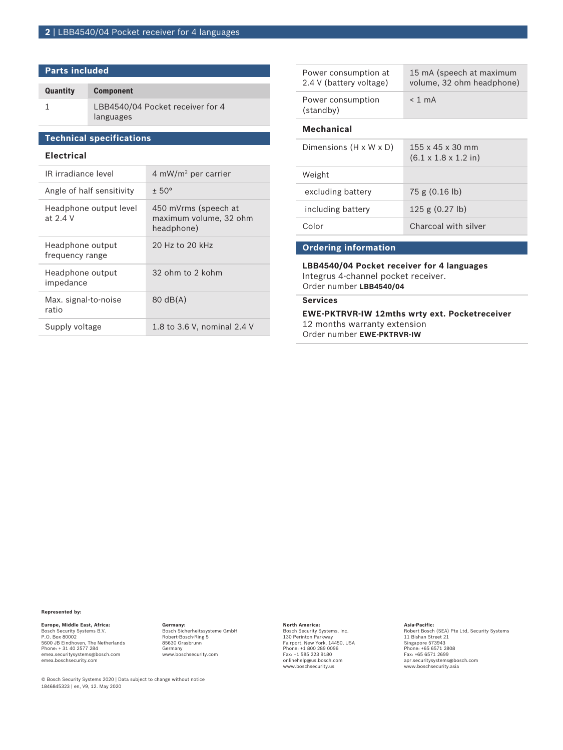## Parts included

| Quantity | Component |
|---|---|
| 1 | LBB4540/04 Pocket receiver for 4 languages |

## Technical specifications

### Electrical

| | |
|---|---|
| IR irradiance level | 4 mW/m² per carrier |
| Angle of half sensitivity | ± 50° |
| Headphone output level at 2.4 V | 450 mVrms (speech at maximum volume, 32 ohm headphone) |
| Headphone output frequency range | 20 Hz to 20 kHz |
| Headphone output impedance | 32 ohm to 2 kohm |
| Max. signal-to-noise ratio | 80 dB(A) |
| Supply voltage | 1.8 to 3.6 V, nominal 2.4 V |
| Power consumption at 2.4 V (battery voltage) | 15 mA (speech at maximum volume, 32 ohm headphone) |
| Power consumption (standby) | < 1 mA |

### Mechanical

| | |
|---|---|
| Dimensions (H x W x D) | 155 x 45 x 30 mm (6.1 x 1.8 x 1.2 in) |
| Weight | |
| excluding battery | 75 g (0.16 lb) |
| including battery | 125 g (0.27 lb) |
| Color | Charcoal with silver |

## Ordering information

**LBB4540/04 Pocket receiver for 4 languages**
Integrus 4-channel pocket receiver.
Order number **LBB4540/04**

### Services

**EWE-PKTRVR-IW 12mths wrty ext. Pocketreceiver**
12 months warranty extension
Order number **EWE-PKTRVR-IW**

**Represented by:**

**Europe, Middle East, Africa:**
Bosch Security Systems B.V.
P.O. Box 80002
5600 JB Eindhoven, The Netherlands
Phone: + 31 40 2577 284
emea.securitysystems@bosch.com
emea.boschsecurity.com

**Germany:**
Bosch Sicherheitssysteme GmbH
Robert-Bosch-Ring 5
85630 Grasbrunn
Germany
www.boschsecurity.com

**North America:**
Bosch Security Systems, Inc.
130 Perinton Parkway
Fairport, New York, 14450, USA
Phone: +1 800 289 0096
Fax: +1 585 223 9180
onlinehelp@us.bosch.com
www.boschsecurity.us

**Asia-Pacific:**
Robert Bosch (SEA) Pte Ltd, Security Systems
11 Bishan Street 21
Singapore 573943
Phone: +65 6571 2808
Fax: +65 6571 2699
apr.securitysystems@bosch.com
www.boschsecurity.asia

© Bosch Security Systems 2020 | Data subject to change without notice
1846845323 | en, V9, 12. May 2020